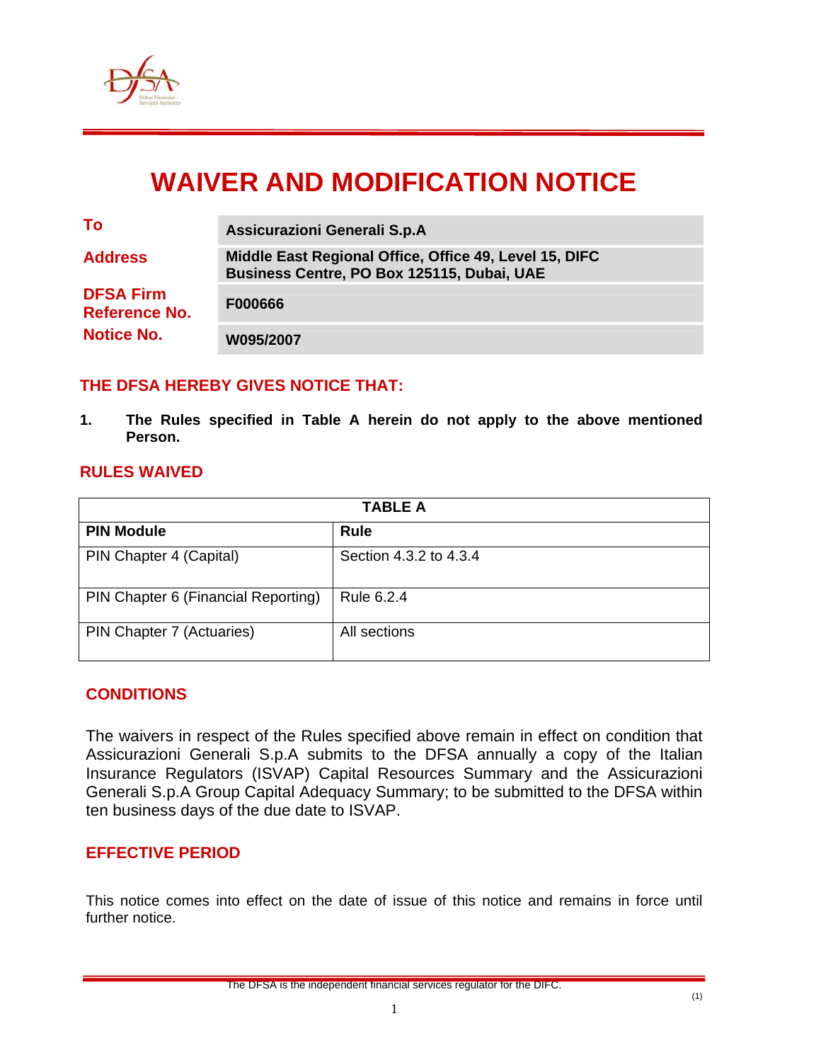# WAIVER AND MODIFICATION NOTICE

| | |
|---|---|
| **To** | **Assicurazioni Generali S.p.A** |
| **Address** | **Middle East Regional Office, Office 49, Level 15, DIFC Business Centre, PO Box 125115, Dubai, UAE** |
| **DFSA Firm Reference No.** | **F000666** |
| **Notice No.** | **W095/2007** |

## THE DFSA HEREBY GIVES NOTICE THAT:

1. **The Rules specified in Table A herein do not apply to the above mentioned Person.**

## RULES WAIVED

| **TABLE A** | |
|---|---|
| **PIN Module** | **Rule** |
| PIN Chapter 4 (Capital) | Section 4.3.2 to 4.3.4 |
| PIN Chapter 6 (Financial Reporting) | Rule 6.2.4 |
| PIN Chapter 7 (Actuaries) | All sections |

## CONDITIONS

The waivers in respect of the Rules specified above remain in effect on condition that Assicurazioni Generali S.p.A submits to the DFSA annually a copy of the Italian Insurance Regulators (ISVAP) Capital Resources Summary and the Assicurazioni Generali S.p.A Group Capital Adequacy Summary; to be submitted to the DFSA within ten business days of the due date to ISVAP.

## EFFECTIVE PERIOD

This notice comes into effect on the date of issue of this notice and remains in force until further notice.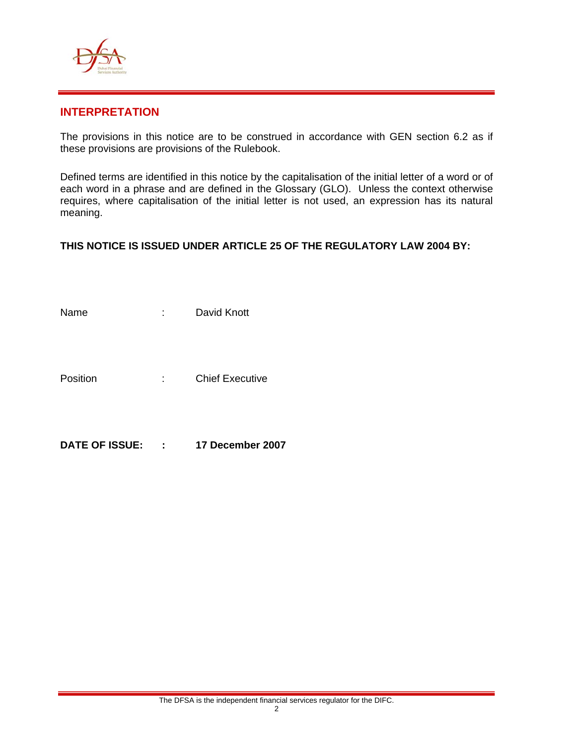## INTERPRETATION

The provisions in this notice are to be construed in accordance with GEN section 6.2 as if these provisions are provisions of the Rulebook.

Defined terms are identified in this notice by the capitalisation of the initial letter of a word or of each word in a phrase and are defined in the Glossary (GLO). Unless the context otherwise requires, where capitalisation of the initial letter is not used, an expression has its natural meaning.

**THIS NOTICE IS ISSUED UNDER ARTICLE 25 OF THE REGULATORY LAW 2004 BY:**

Name : David Knott

Position : Chief Executive

**DATE OF ISSUE: : 17 December 2007**

The DFSA is the independent financial services regulator for the DIFC.